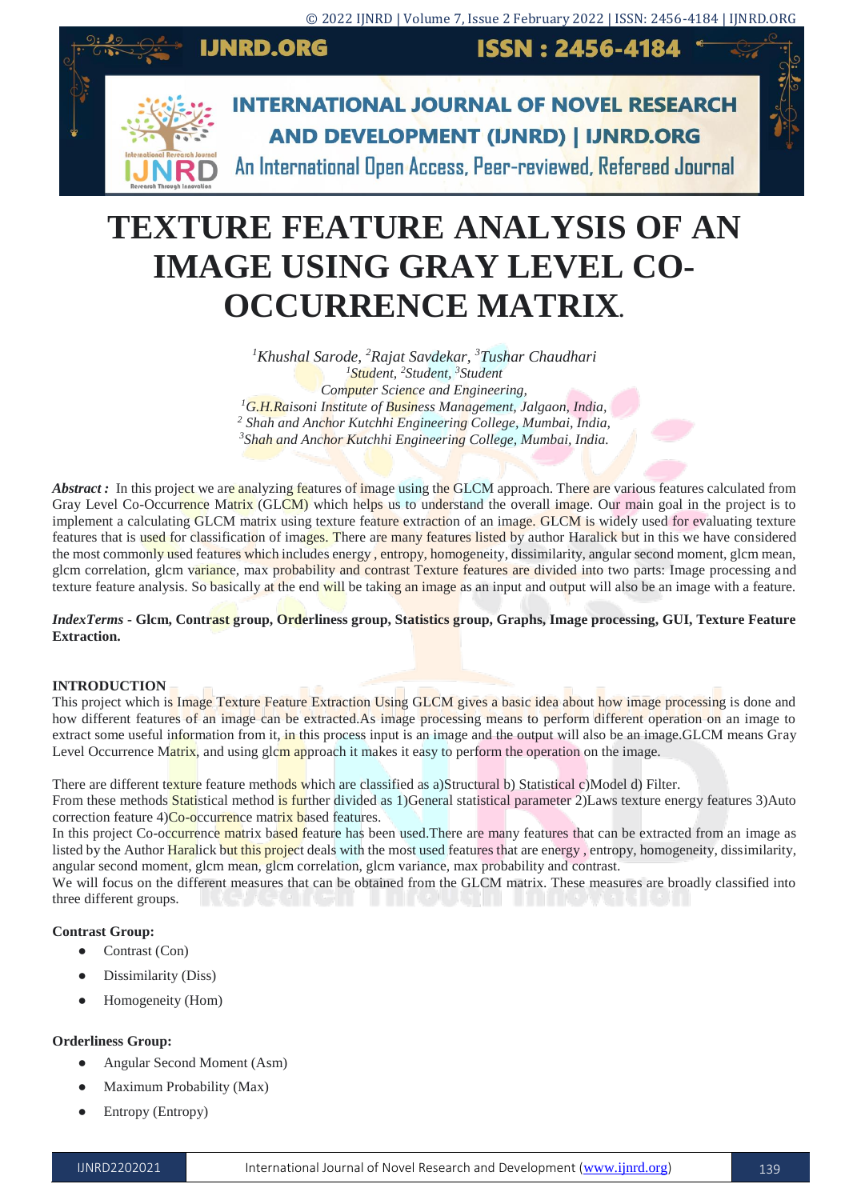# TEXTURE FEATURE ANALYSIS OF AN IMAGE USING GRAY LEVEL CO-OCCURRENCE MATRIX.

*[1]Khushal Sarode, [2]Rajat Savdekar, [3]Tushar Chaudhari*
*[1]Student, [2]Student, [3]Student*
*Computer Science and Engineering,*
*[1]G.H.Raisoni Institute of Business Management, Jalgaon, India,*
*[2] Shah and Anchor Kutchhi Engineering College, Mumbai, India,*
*[3]Shah and Anchor Kutchhi Engineering College, Mumbai, India.*

***Abstract :*** In this project we are analyzing features of image using the GLCM approach. There are various features calculated from Gray Level Co-Occurrence Matrix (GLCM) which helps us to understand the overall image. Our main goal in the project is to implement a calculating GLCM matrix using texture feature extraction of an image. GLCM is widely used for evaluating texture features that is used for classification of images. There are many features listed by author Haralick but in this we have considered the most commonly used features which includes energy , entropy, homogeneity, dissimilarity, angular second moment, glcm mean, glcm correlation, glcm variance, max probability and contrast Texture features are divided into two parts: Image processing and texture feature analysis. So basically at the end will be taking an image as an input and output will also be an image with a feature.

***IndexTerms* - Glcm, Contrast group, Orderliness group, Statistics group, Graphs, Image processing, GUI, Texture Feature Extraction.**

## INTRODUCTION

This project which is Image Texture Feature Extraction Using GLCM gives a basic idea about how image processing is done and how different features of an image can be extracted.As image processing means to perform different operation on an image to extract some useful information from it, in this process input is an image and the output will also be an image.GLCM means Gray Level Occurrence Matrix, and using glcm approach it makes it easy to perform the operation on the image.

There are different texture feature methods which are classified as a)Structural b) Statistical c)Model d) Filter.
From these methods Statistical method is further divided as 1)General statistical parameter 2)Laws texture energy features 3)Auto correction feature 4)Co-occurrence matrix based features.
In this project Co-occurrence matrix based feature has been used.There are many features that can be extracted from an image as listed by the Author Haralick but this project deals with the most used features that are energy , entropy, homogeneity, dissimilarity, angular second moment, glcm mean, glcm correlation, glcm variance, max probability and contrast.
We will focus on the different measures that can be obtained from the GLCM matrix. These measures are broadly classified into three different groups.

**Contrast Group:**

- Contrast (Con)
- Dissimilarity (Diss)
- Homogeneity (Hom)

**Orderliness Group:**

- Angular Second Moment (Asm)
- Maximum Probability (Max)
- Entropy (Entropy)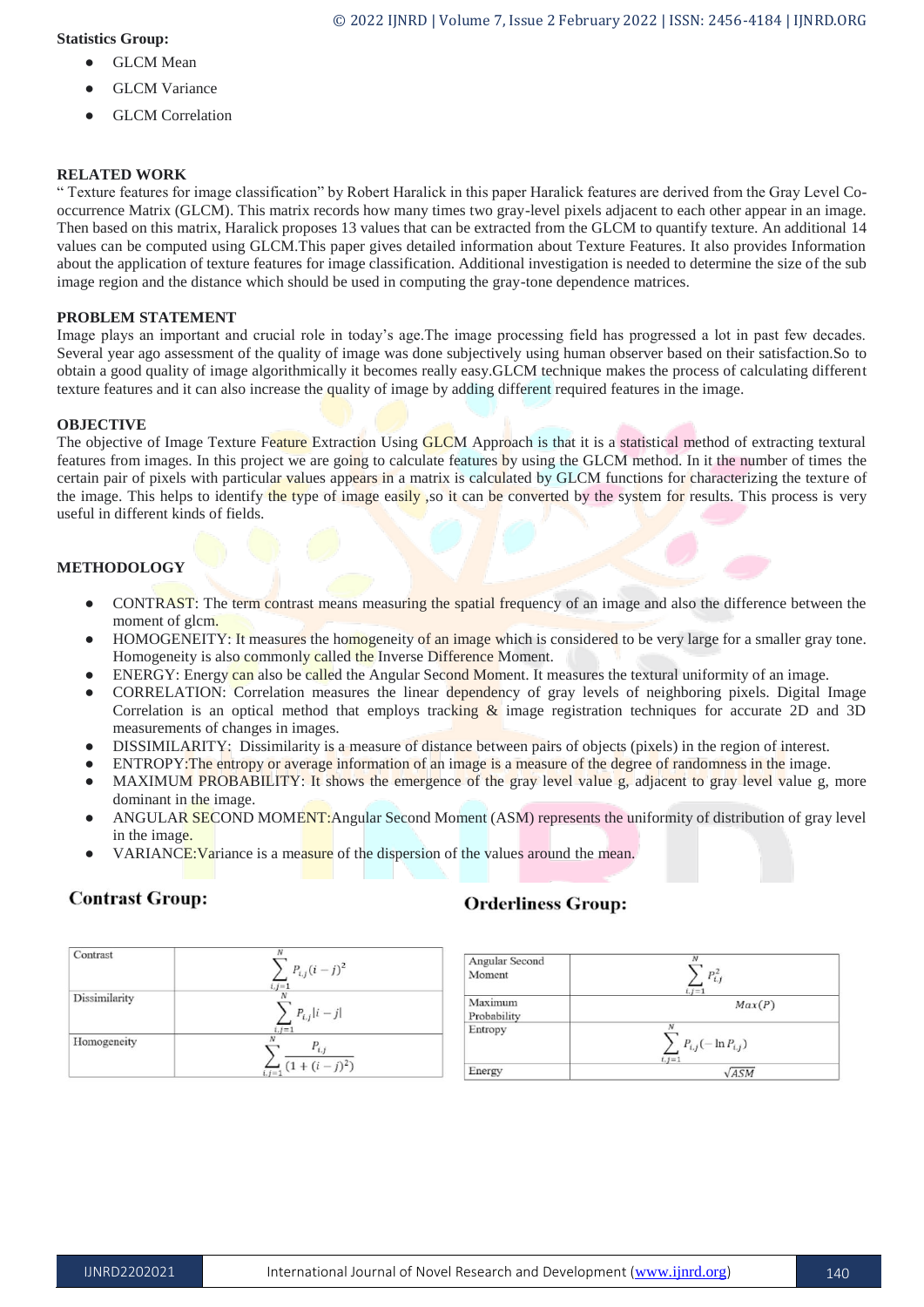**Statistics Group:**

- GLCM Mean
- GLCM Variance
- GLCM Correlation

## RELATED WORK

" Texture features for image classification" by Robert Haralick in this paper Haralick features are derived from the Gray Level Co-occurrence Matrix (GLCM). This matrix records how many times two gray-level pixels adjacent to each other appear in an image. Then based on this matrix, Haralick proposes 13 values that can be extracted from the GLCM to quantify texture. An additional 14 values can be computed using GLCM.This paper gives detailed information about Texture Features. It also provides Information about the application of texture features for image classification. Additional investigation is needed to determine the size of the sub image region and the distance which should be used in computing the gray-tone dependence matrices.

## PROBLEM STATEMENT

Image plays an important and crucial role in today's age.The image processing field has progressed a lot in past few decades. Several year ago assessment of the quality of image was done subjectively using human observer based on their satisfaction.So to obtain a good quality of image algorithmically it becomes really easy.GLCM technique makes the process of calculating different texture features and it can also increase the quality of image by adding different required features in the image.

## OBJECTIVE

The objective of Image Texture Feature Extraction Using GLCM Approach is that it is a statistical method of extracting textural features from images. In this project we are going to calculate features by using the GLCM method. In it the number of times the certain pair of pixels with particular values appears in a matrix is calculated by GLCM functions for characterizing the texture of the image. This helps to identify the type of image easily ,so it can be converted by the system for results. This process is very useful in different kinds of fields.

## METHODOLOGY

- CONTRAST: The term contrast means measuring the spatial frequency of an image and also the difference between the moment of glcm.
- HOMOGENEITY: It measures the homogeneity of an image which is considered to be very large for a smaller gray tone. Homogeneity is also commonly called the Inverse Difference Moment.
- ENERGY: Energy can also be called the Angular Second Moment. It measures the textural uniformity of an image.
- CORRELATION: Correlation measures the linear dependency of gray levels of neighboring pixels. Digital Image Correlation is an optical method that employs tracking & image registration techniques for accurate 2D and 3D measurements of changes in images.
- DISSIMILARITY: Dissimilarity is a measure of distance between pairs of objects (pixels) in the region of interest.
- ENTROPY:The entropy or average information of an image is a measure of the degree of randomness in the image.
- MAXIMUM PROBABILITY: It shows the emergence of the gray level value g, adjacent to gray level value g, more dominant in the image.
- ANGULAR SECOND MOMENT:Angular Second Moment (ASM) represents the uniformity of distribution of gray level in the image.
- VARIANCE:Variance is a measure of the dispersion of the values around the mean.

**Contrast Group:**

| | |
|---|---|
| Contrast | $\sum_{i,j=1}^{N} P_{i,j}(i-j)^2$ |
| Dissimilarity | $\sum_{i,j=1}^{N} P_{i,j}\lvert i-j\rvert$ |
| Homogeneity | $\sum_{i,j=1}^{N} \frac{P_{i,j}}{(1+(i-j)^2)}$ |

**Orderliness Group:**

| | |
|---|---|
| Angular Second Moment | $\sum_{i,j=1}^{N} P_{i,j}^2$ |
| Maximum Probability | $Max(P)$ |
| Entropy | $\sum_{i,j=1}^{N} P_{i,j}(-\ln P_{i,j})$ |
| Energy | $\sqrt{ASM}$ |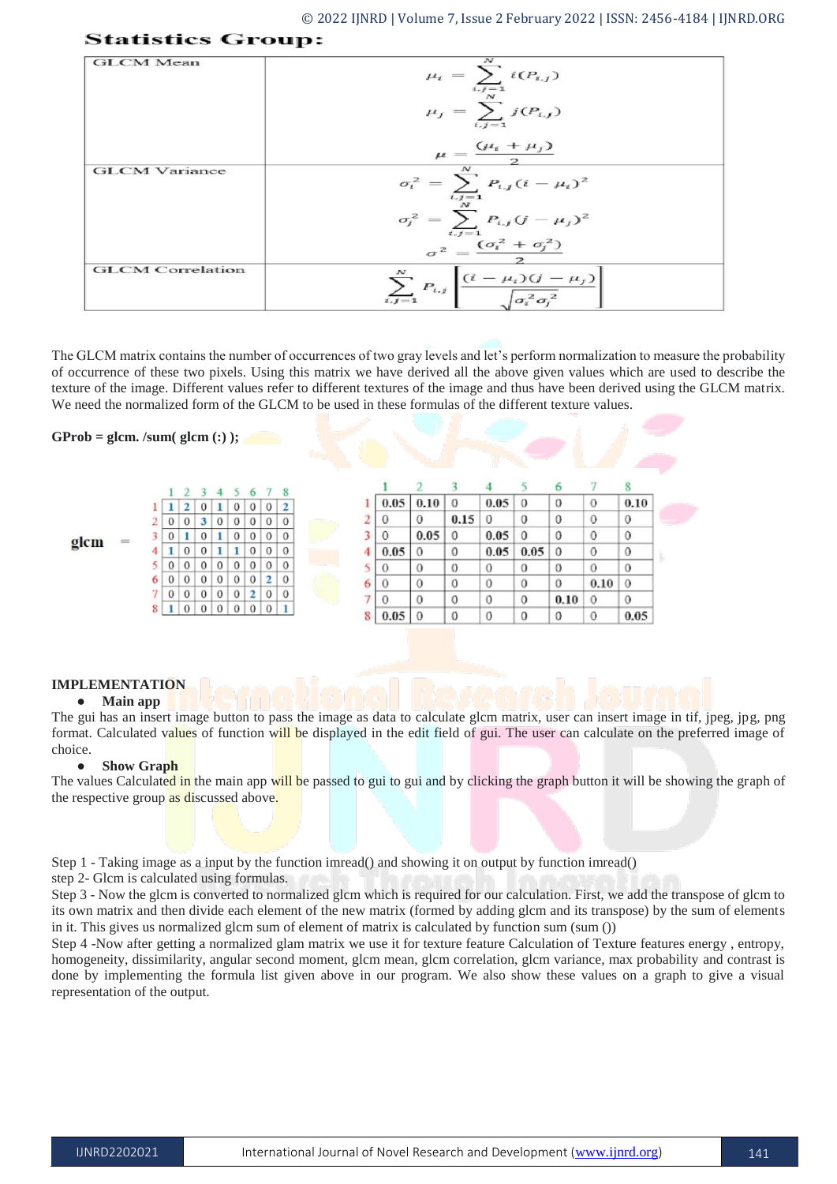## Statistics Group:

| | |
|---|---|
| GLCM Mean | $$\mu_i = \sum_{i,j=1}^{N} i(P_{i,j})$$ $$\mu_j = \sum_{i,j=1}^{N} j(P_{i,j})$$ $$\mu = \frac{(\mu_i + \mu_j)}{2}$$ |
| GLCM Variance | $$\sigma_i^2 = \sum_{i,j=1}^{N} P_{i,j}(i - \mu_i)^2$$ $$\sigma_j^2 = \sum_{i,j=1}^{N} P_{i,j}(j - \mu_j)^2$$ $$\sigma^2 = \frac{(\sigma_i^2 + \sigma_j^2)}{2}$$ |
| GLCM Correlation | $$\sum_{i,j=1}^{N} P_{i,j}\left[\frac{(i-\mu_i)(j-\mu_j)}{\sqrt{\sigma_i^2 \sigma_j^2}}\right]$$ |

The GLCM matrix contains the number of occurrences of two gray levels and let's perform normalization to measure the probability of occurrence of these two pixels. Using this matrix we have derived all the above given values which are used to describe the texture of the image. Different values refer to different textures of the image and thus have been derived using the GLCM matrix. We need the normalized form of the GLCM to be used in these formulas of the different texture values.

**GProb = glcm. /sum( glcm (:) );**

glcm =

| | 1 | 2 | 3 | 4 | 5 | 6 | 7 | 8 |
|---|---|---|---|---|---|---|---|---|
| 1 | 1 | 2 | 0 | 1 | 0 | 0 | 0 | 2 |
| 2 | 0 | 0 | 3 | 0 | 0 | 0 | 0 | 0 |
| 3 | 0 | 1 | 0 | 1 | 0 | 0 | 0 | 0 |
| 4 | 1 | 0 | 0 | 1 | 1 | 0 | 0 | 0 |
| 5 | 0 | 0 | 0 | 0 | 0 | 0 | 0 | 0 |
| 6 | 0 | 0 | 0 | 0 | 0 | 0 | 2 | 0 |
| 7 | 0 | 0 | 0 | 0 | 0 | 2 | 0 | 0 |
| 8 | 1 | 0 | 0 | 0 | 0 | 0 | 0 | 1 |

| | 1 | 2 | 3 | 4 | 5 | 6 | 7 | 8 |
|---|---|---|---|---|---|---|---|---|
| 1 | 0.05 | 0.10 | 0 | 0.05 | 0 | 0 | 0 | 0.10 |
| 2 | 0 | 0 | 0.15 | 0 | 0 | 0 | 0 | 0 |
| 3 | 0 | 0.05 | 0 | 0.05 | 0 | 0 | 0 | 0 |
| 4 | 0.05 | 0 | 0 | 0.05 | 0.05 | 0 | 0 | 0 |
| 5 | 0 | 0 | 0 | 0 | 0 | 0 | 0 | 0 |
| 6 | 0 | 0 | 0 | 0 | 0 | 0 | 0.10 | 0 |
| 7 | 0 | 0 | 0 | 0 | 0 | 0.10 | 0 | 0 |
| 8 | 0.05 | 0 | 0 | 0 | 0 | 0 | 0 | 0.05 |

**IMPLEMENTATION**

- **Main app**

The gui has an insert image button to pass the image as data to calculate glcm matrix, user can insert image in tif, jpeg, jpg, png format. Calculated values of function will be displayed in the edit field of gui. The user can calculate on the preferred image of choice.

- **Show Graph**

The values Calculated in the main app will be passed to gui to gui and by clicking the graph button it will be showing the graph of the respective group as discussed above.

Step 1 - Taking image as a input by the function imread() and showing it on output by function imread()
step 2- Glcm is calculated using formulas.
Step 3 - Now the glcm is converted to normalized glcm which is required for our calculation. First, we add the transpose of glcm to its own matrix and then divide each element of the new matrix (formed by adding glcm and its transpose) by the sum of elements in it. This gives us normalized glcm sum of element of matrix is calculated by function sum (sum ())
Step 4 -Now after getting a normalized glam matrix we use it for texture feature Calculation of Texture features energy , entropy, homogeneity, dissimilarity, angular second moment, glcm mean, glcm correlation, glcm variance, max probability and contrast is done by implementing the formula list given above in our program. We also show these values on a graph to give a visual representation of the output.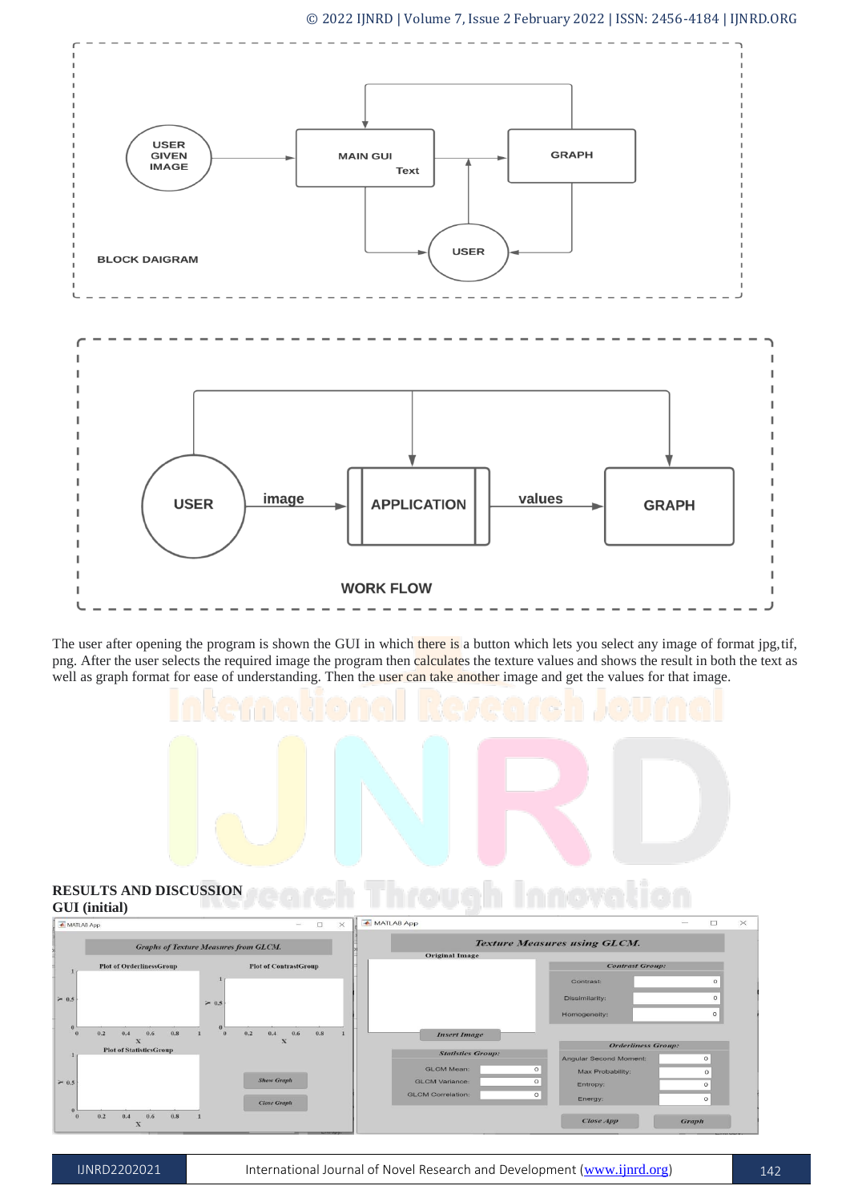BLOCK DAIGRAM

WORK FLOW

The user after opening the program is shown the GUI in which there is a button which lets you select any image of format jpg,tif, png. After the user selects the required image the program then calculates the texture values and shows the result in both the text as well as graph format for ease of understanding. Then the user can take another image and get the values for that image.

**RESULTS AND DISCUSSION**

**GUI (initial)**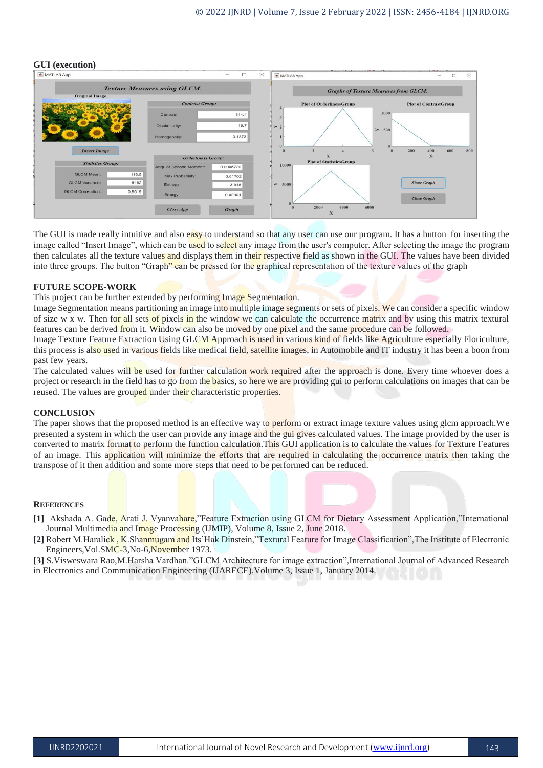**GUI (execution)**

MATLAB App

Texture Measures using GLCM.

Original Image

Contrast Group:

Contrast: 814.4

Dissimilarity: 16.7

Homogeneity: 0.1373

Insert Image

Statistics Group:

GLCM Mean: 116.5

GLCM Variance: 8462

GLCM Correlation: 0.9519

Orderliness Group:

Angular Second Moment: 0.0005729

Max Probability: 0.01702

Entropy: 3.916

Energy: 0.02394

Close App

Graph

MATLAB App

Graphs of Texture Measures from GLCM.

Plot of OrderlinessGroup

Plot of ContrastGroup

Plot of StatisticsGroup

Show Graph

Close Graph

The GUI is made really intuitive and also easy to understand so that any user can use our program. It has a button for inserting the image called "Insert Image", which can be used to select any image from the user's computer. After selecting the image the program then calculates all the texture values and displays them in their respective field as shown in the GUI. The values have been divided into three groups. The button "Graph" can be pressed for the graphical representation of the texture values of the graph

**FUTURE SCOPE-WORK**

This project can be further extended by performing Image Segmentation.

Image Segmentation means partitioning an image into multiple image segments or sets of pixels. We can consider a specific window of size w x w. Then for all sets of pixels in the window we can calculate the occurrence matrix and by using this matrix textural features can be derived from it. Window can also be moved by one pixel and the same procedure can be followed.

Image Texture Feature Extraction Using GLCM Approach is used in various kind of fields like Agriculture especially Floriculture, this process is also used in various fields like medical field, satellite images, in Automobile and IT industry it has been a boon from past few years.

The calculated values will be used for further calculation work required after the approach is done. Every time whoever does a project or research in the field has to go from the basics, so here we are providing gui to perform calculations on images that can be reused. The values are grouped under their characteristic properties.

**CONCLUSION**

The paper shows that the proposed method is an effective way to perform or extract image texture values using glcm approach.We presented a system in which the user can provide any image and the gui gives calculated values. The image provided by the user is converted to matrix format to perform the function calculation.This GUI application is to calculate the values for Texture Features of an image. This application will minimize the efforts that are required in calculating the occurrence matrix then taking the transpose of it then addition and some more steps that need to be performed can be reduced.

**REFERENCES**

**[1]** Akshada A. Gade, Arati J. Vyanvahare,"Feature Extraction using GLCM for Dietary Assessment Application,"International Journal Multimedia and Image Processing (IJMIP), Volume 8, Issue 2, June 2018.

**[2]** Robert M.Haralick , K.Shanmugam and Its'Hak Dinstein,"Textural Feature for Image Classification",The Institute of Electronic Engineers,Vol.SMC-3,No-6,November 1973.

**[3]** S.Visweswara Rao,M.Harsha Vardhan."GLCM Architecture for image extraction",International Journal of Advanced Research in Electronics and Communication Engineering (IJARECE),Volume 3, Issue 1, January 2014.